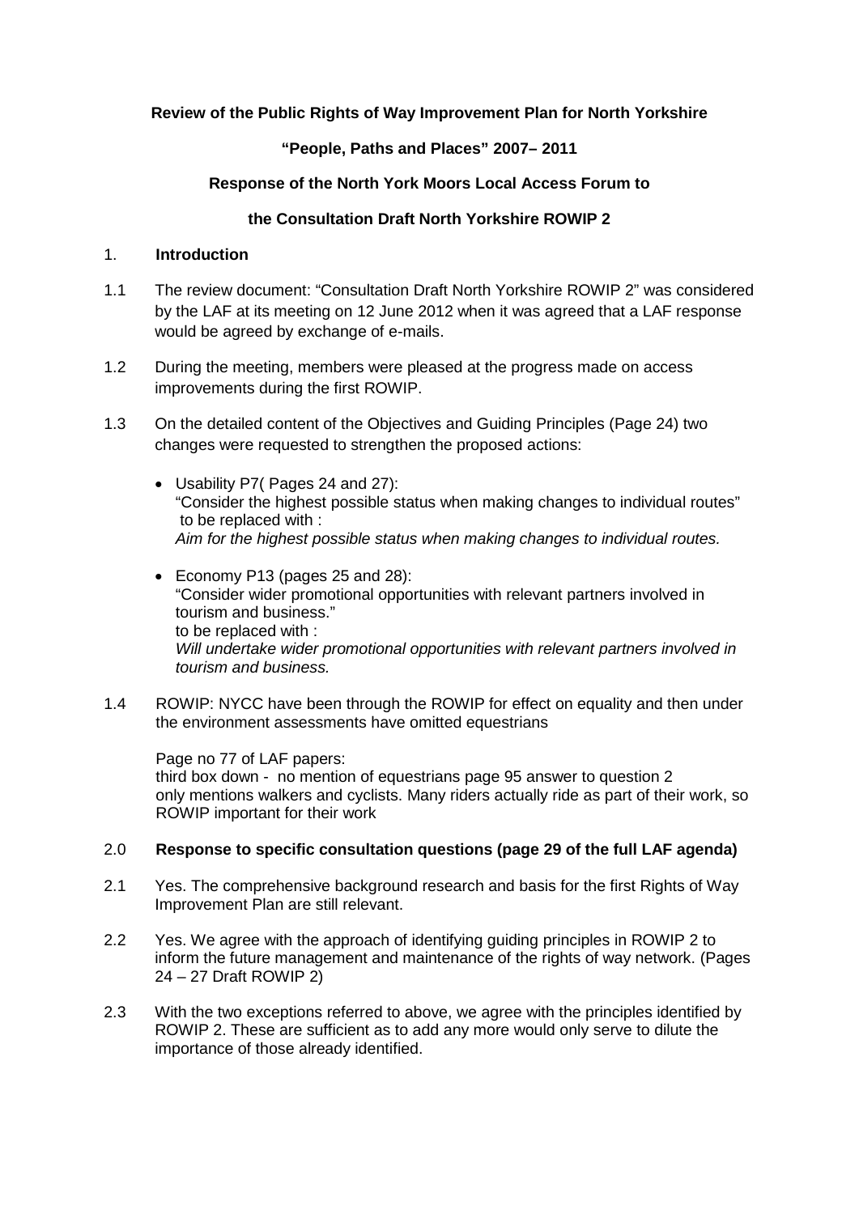**Review of the Public Rights of Way Improvement Plan for North Yorkshire**

**"People, Paths and Places" 2007– 2011**

**Response of the North York Moors Local Access Forum to**

**the Consultation Draft North Yorkshire ROWIP 2**

## 1. Introduction

1.1 The review document: "Consultation Draft North Yorkshire ROWIP 2" was considered by the LAF at its meeting on 12 June 2012 when it was agreed that a LAF response would be agreed by exchange of e-mails.

1.2 During the meeting, members were pleased at the progress made on access improvements during the first ROWIP.

1.3 On the detailed content of the Objectives and Guiding Principles (Page 24) two changes were requested to strengthen the proposed actions:

- Usability P7( Pages 24 and 27):
  "Consider the highest possible status when making changes to individual routes" to be replaced with :
  *Aim for the highest possible status when making changes to individual routes.*

- Economy P13 (pages 25 and 28):
  "Consider wider promotional opportunities with relevant partners involved in tourism and business."
  to be replaced with :
  *Will undertake wider promotional opportunities with relevant partners involved in tourism and business.*

1.4 ROWIP: NYCC have been through the ROWIP for effect on equality and then under the environment assessments have omitted equestrians

Page no 77 of LAF papers:
third box down - no mention of equestrians page 95 answer to question 2 only mentions walkers and cyclists. Many riders actually ride as part of their work, so ROWIP important for their work

## 2.0 Response to specific consultation questions (page 29 of the full LAF agenda)

2.1 Yes. The comprehensive background research and basis for the first Rights of Way Improvement Plan are still relevant.

2.2 Yes. We agree with the approach of identifying guiding principles in ROWIP 2 to inform the future management and maintenance of the rights of way network. (Pages 24 – 27 Draft ROWIP 2)

2.3 With the two exceptions referred to above, we agree with the principles identified by ROWIP 2. These are sufficient as to add any more would only serve to dilute the importance of those already identified.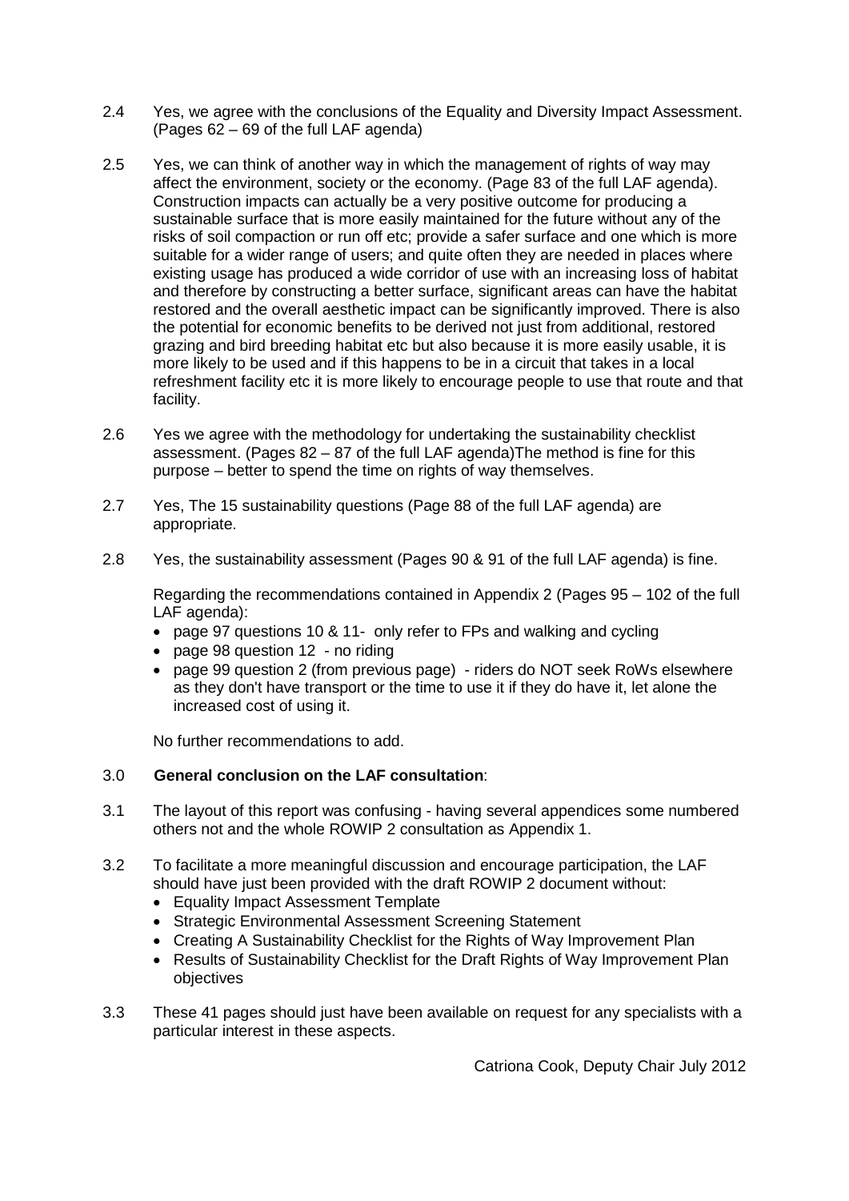2.4 Yes, we agree with the conclusions of the Equality and Diversity Impact Assessment. (Pages 62 – 69 of the full LAF agenda)

2.5 Yes, we can think of another way in which the management of rights of way may affect the environment, society or the economy. (Page 83 of the full LAF agenda). Construction impacts can actually be a very positive outcome for producing a sustainable surface that is more easily maintained for the future without any of the risks of soil compaction or run off etc; provide a safer surface and one which is more suitable for a wider range of users; and quite often they are needed in places where existing usage has produced a wide corridor of use with an increasing loss of habitat and therefore by constructing a better surface, significant areas can have the habitat restored and the overall aesthetic impact can be significantly improved. There is also the potential for economic benefits to be derived not just from additional, restored grazing and bird breeding habitat etc but also because it is more easily usable, it is more likely to be used and if this happens to be in a circuit that takes in a local refreshment facility etc it is more likely to encourage people to use that route and that facility.

2.6 Yes we agree with the methodology for undertaking the sustainability checklist assessment. (Pages 82 – 87 of the full LAF agenda)The method is fine for this purpose – better to spend the time on rights of way themselves.

2.7 Yes, The 15 sustainability questions (Page 88 of the full LAF agenda) are appropriate.

2.8 Yes, the sustainability assessment (Pages 90 & 91 of the full LAF agenda) is fine.

Regarding the recommendations contained in Appendix 2 (Pages 95 – 102 of the full LAF agenda):

- page 97 questions 10 & 11- only refer to FPs and walking and cycling
- page 98 question 12 - no riding
- page 99 question 2 (from previous page) - riders do NOT seek RoWs elsewhere as they don't have transport or the time to use it if they do have it, let alone the increased cost of using it.

No further recommendations to add.

### 3.0 **General conclusion on the LAF consultation**:

3.1 The layout of this report was confusing - having several appendices some numbered others not and the whole ROWIP 2 consultation as Appendix 1.

3.2 To facilitate a more meaningful discussion and encourage participation, the LAF should have just been provided with the draft ROWIP 2 document without:

- Equality Impact Assessment Template
- Strategic Environmental Assessment Screening Statement
- Creating A Sustainability Checklist for the Rights of Way Improvement Plan
- Results of Sustainability Checklist for the Draft Rights of Way Improvement Plan objectives

3.3 These 41 pages should just have been available on request for any specialists with a particular interest in these aspects.

Catriona Cook, Deputy Chair July 2012